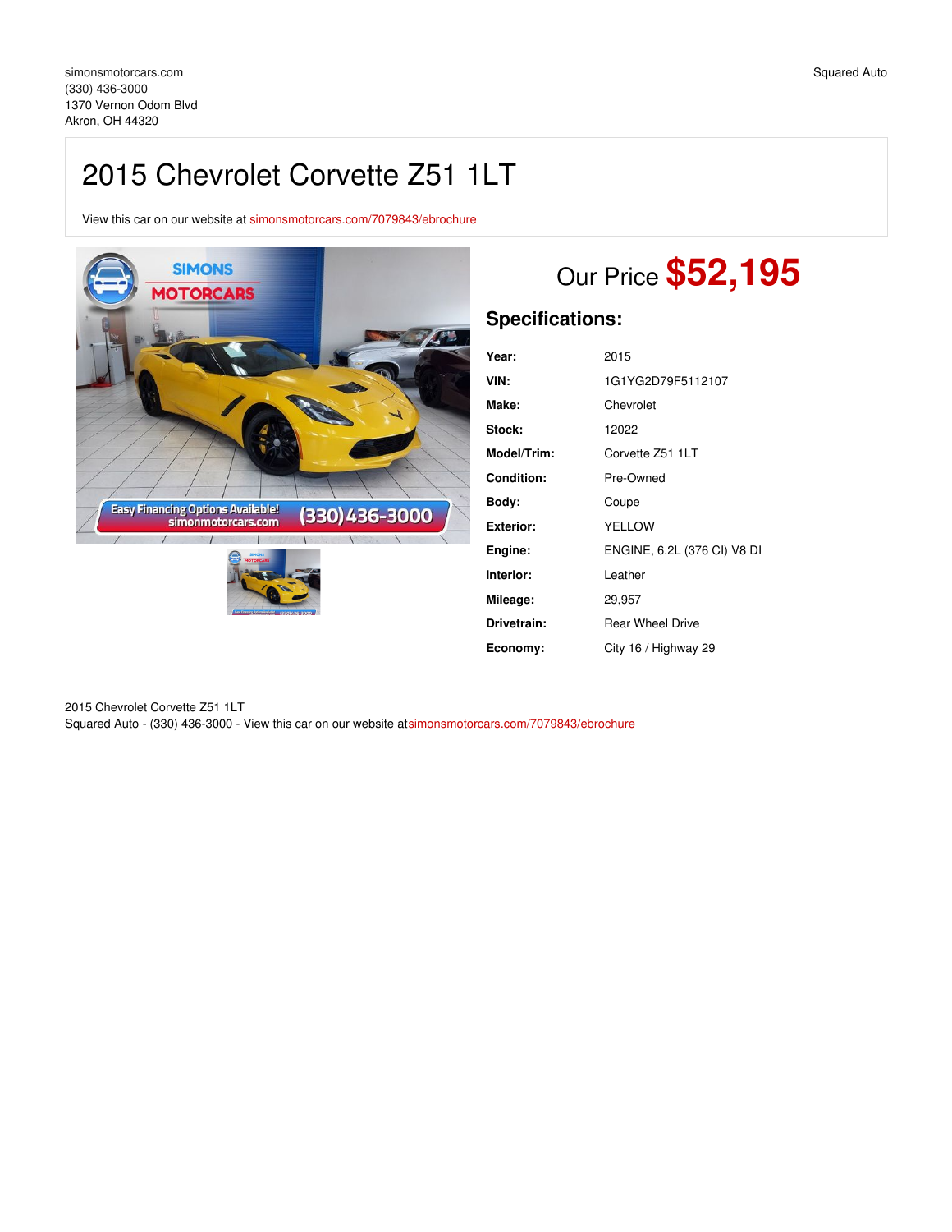simonsmotorcars.com
(330) 436-3000
1370 Vernon Odom Blvd
Akron, OH 44320

Squared Auto

# 2015 Chevrolet Corvette Z51 1LT

View this car on our website at simonsmotorcars.com/7079843/ebrochure

## Our Price **$52,195**

## Specifications:

| | |
|---|---|
| **Year:** | 2015 |
| **VIN:** | 1G1YG2D79F5112107 |
| **Make:** | Chevrolet |
| **Stock:** | 12022 |
| **Model/Trim:** | Corvette Z51 1LT |
| **Condition:** | Pre-Owned |
| **Body:** | Coupe |
| **Exterior:** | YELLOW |
| **Engine:** | ENGINE, 6.2L (376 CI) V8 DI |
| **Interior:** | Leather |
| **Mileage:** | 29,957 |
| **Drivetrain:** | Rear Wheel Drive |
| **Economy:** | City 16 / Highway 29 |

2015 Chevrolet Corvette Z51 1LT
Squared Auto - (330) 436-3000 - View this car on our website atsimonsmotorcars.com/7079843/ebrochure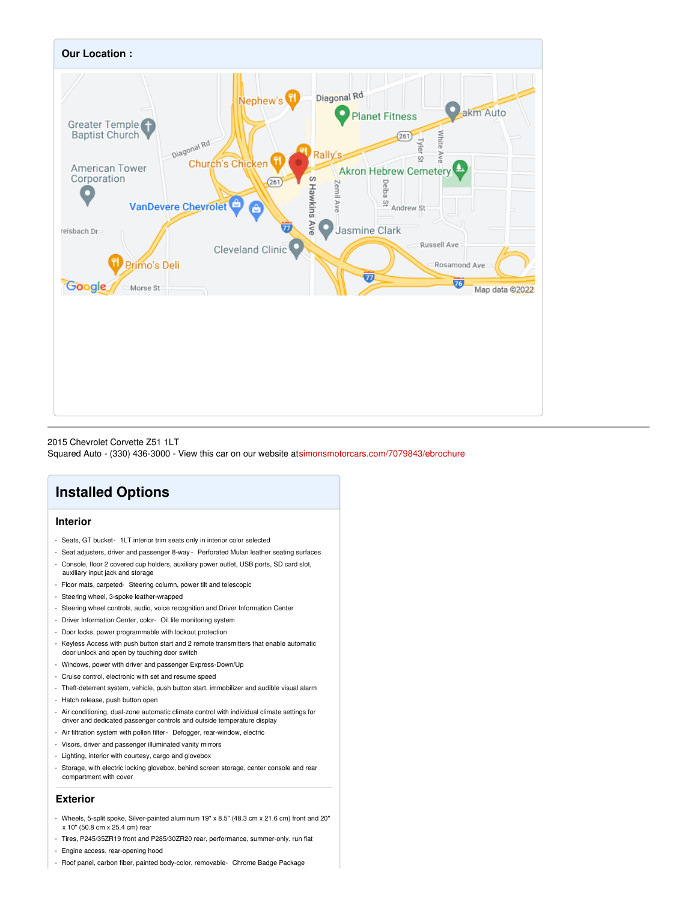## Our Location :

2015 Chevrolet Corvette Z51 1LT
Squared Auto - (330) 436-3000 - View this car on our website at simonsmotorcars.com/7079843/ebrochure

# Installed Options

### Interior

- Seats, GT bucket- 1LT interior trim seats only in interior color selected
- Seat adjusters, driver and passenger 8-way - Perforated Mulan leather seating surfaces
- Console, floor 2 covered cup holders, auxiliary power outlet, USB ports, SD card slot, auxiliary input jack and storage
- Floor mats, carpeted- Steering column, power tilt and telescopic
- Steering wheel, 3-spoke leather-wrapped
- Steering wheel controls, audio, voice recognition and Driver Information Center
- Driver Information Center, color- Oil life monitoring system
- Door locks, power programmable with lockout protection
- Keyless Access with push button start and 2 remote transmitters that enable automatic door unlock and open by touching door switch
- Windows, power with driver and passenger Express-Down/Up
- Cruise control, electronic with set and resume speed
- Theft-deterrent system, vehicle, push button start, immobilizer and audible visual alarm
- Hatch release, push button open
- Air conditioning, dual-zone automatic climate control with individual climate settings for driver and dedicated passenger controls and outside temperature display
- Air filtration system with pollen filter- Defogger, rear-window, electric
- Visors, driver and passenger illuminated vanity mirrors
- Lighting, interior with courtesy, cargo and glovebox
- Storage, with electric locking glovebox, behind screen storage, center console and rear compartment with cover

### Exterior

- Wheels, 5-split spoke, Silver-painted aluminum 19" x 8.5" (48.3 cm x 21.6 cm) front and 20" x 10" (50.8 cm x 25.4 cm) rear
- Tires, P245/35ZR19 front and P285/30ZR20 rear, performance, summer-only, run flat
- Engine access, rear-opening hood
- Roof panel, carbon fiber, painted body-color, removable- Chrome Badge Package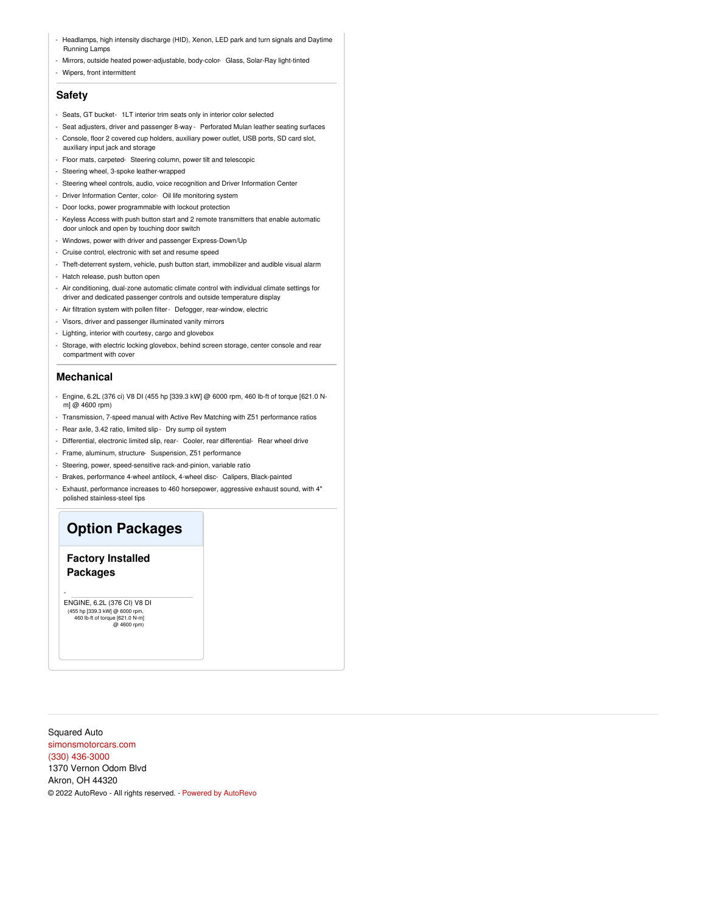- Headlamps, high intensity discharge (HID), Xenon, LED park and turn signals and Daytime Running Lamps
- Mirrors, outside heated power-adjustable, body-color- Glass, Solar-Ray light-tinted
- Wipers, front intermittent

## Safety

- Seats, GT bucket- 1LT interior trim seats only in interior color selected
- Seat adjusters, driver and passenger 8-way - Perforated Mulan leather seating surfaces
- Console, floor 2 covered cup holders, auxiliary power outlet, USB ports, SD card slot, auxiliary input jack and storage
- Floor mats, carpeted- Steering column, power tilt and telescopic
- Steering wheel, 3-spoke leather-wrapped
- Steering wheel controls, audio, voice recognition and Driver Information Center
- Driver Information Center, color- Oil life monitoring system
- Door locks, power programmable with lockout protection
- Keyless Access with push button start and 2 remote transmitters that enable automatic door unlock and open by touching door switch
- Windows, power with driver and passenger Express-Down/Up
- Cruise control, electronic with set and resume speed
- Theft-deterrent system, vehicle, push button start, immobilizer and audible visual alarm
- Hatch release, push button open
- Air conditioning, dual-zone automatic climate control with individual climate settings for driver and dedicated passenger controls and outside temperature display
- Air filtration system with pollen filter- Defogger, rear-window, electric
- Visors, driver and passenger illuminated vanity mirrors
- Lighting, interior with courtesy, cargo and glovebox
- Storage, with electric locking glovebox, behind screen storage, center console and rear compartment with cover

## Mechanical

- Engine, 6.2L (376 ci) V8 DI (455 hp [339.3 kW] @ 6000 rpm, 460 lb-ft of torque [621.0 N-m] @ 4600 rpm)
- Transmission, 7-speed manual with Active Rev Matching with Z51 performance ratios
- Rear axle, 3.42 ratio, limited slip - Dry sump oil system
- Differential, electronic limited slip, rear- Cooler, rear differential- Rear wheel drive
- Frame, aluminum, structure- Suspension, Z51 performance
- Steering, power, speed-sensitive rack-and-pinion, variable ratio
- Brakes, performance 4-wheel antilock, 4-wheel disc- Calipers, Black-painted
- Exhaust, performance increases to 460 horsepower, aggressive exhaust sound, with 4" polished stainless-steel tips

# Option Packages

### Factory Installed Packages

-

ENGINE, 6.2L (376 CI) V8 DI
(455 hp [339.3 kW] @ 6000 rpm, 460 lb-ft of torque [621.0 N-m] @ 4600 rpm)

Squared Auto
simonsmotorcars.com
(330) 436-3000
1370 Vernon Odom Blvd
Akron, OH 44320
© 2022 AutoRevo - All rights reserved. - Powered by AutoRevo